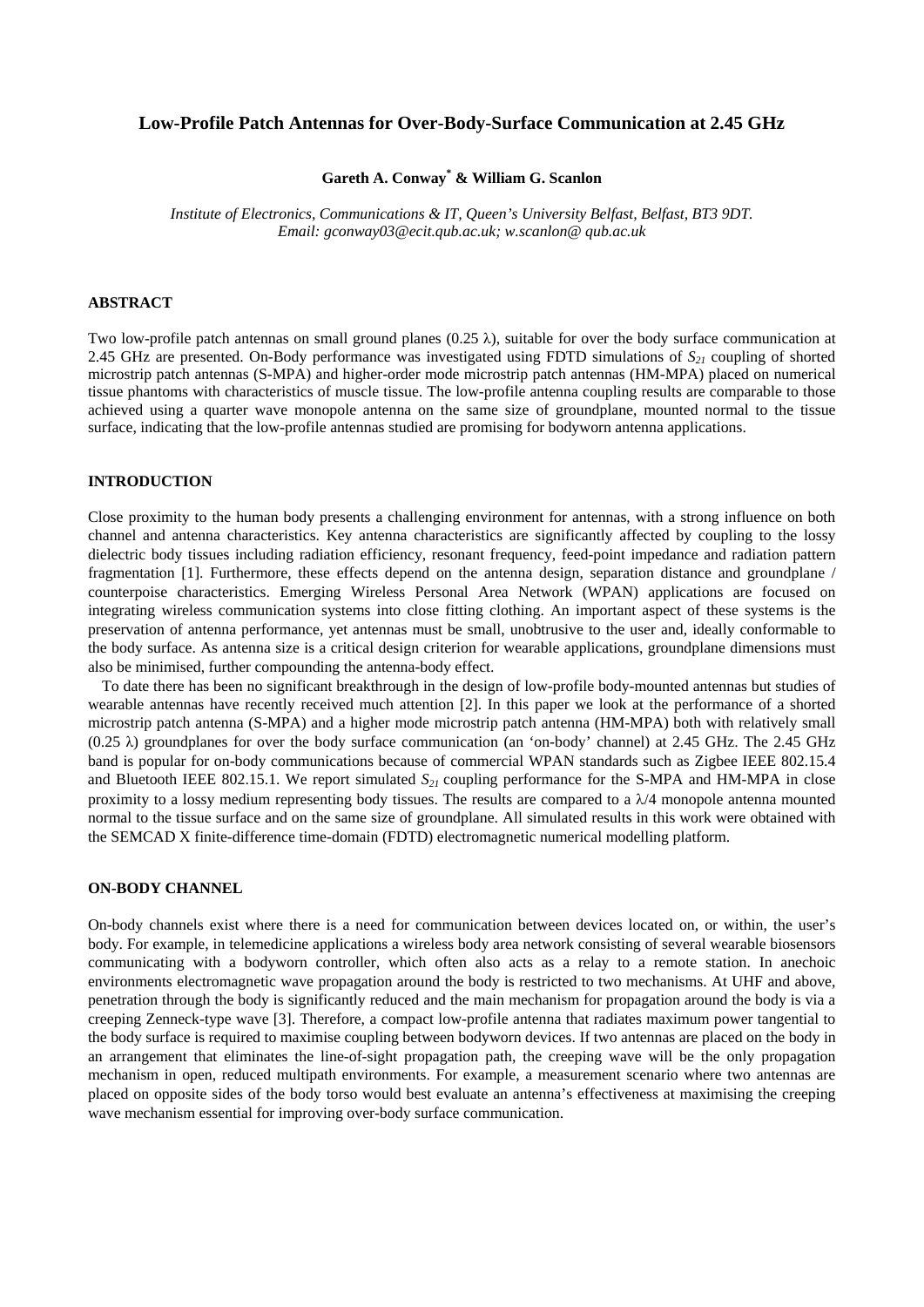# Low-Profile Patch Antennas for Over-Body-Surface Communication at 2.45 GHz

**Gareth A. Conway[*] & William G. Scanlon**

*Institute of Electronics, Communications & IT, Queen's University Belfast, Belfast, BT3 9DT.*
*Email: gconway03@ecit.qub.ac.uk; w.scanlon@ qub.ac.uk*

## ABSTRACT

Two low-profile patch antennas on small ground planes (0.25 λ), suitable for over the body surface communication at 2.45 GHz are presented. On-Body performance was investigated using FDTD simulations of $S_{21}$ coupling of shorted microstrip patch antennas (S-MPA) and higher-order mode microstrip patch antennas (HM-MPA) placed on numerical tissue phantoms with characteristics of muscle tissue. The low-profile antenna coupling results are comparable to those achieved using a quarter wave monopole antenna on the same size of groundplane, mounted normal to the tissue surface, indicating that the low-profile antennas studied are promising for bodyworn antenna applications.

## INTRODUCTION

Close proximity to the human body presents a challenging environment for antennas, with a strong influence on both channel and antenna characteristics. Key antenna characteristics are significantly affected by coupling to the lossy dielectric body tissues including radiation efficiency, resonant frequency, feed-point impedance and radiation pattern fragmentation [1]. Furthermore, these effects depend on the antenna design, separation distance and groundplane / counterpoise characteristics. Emerging Wireless Personal Area Network (WPAN) applications are focused on integrating wireless communication systems into close fitting clothing. An important aspect of these systems is the preservation of antenna performance, yet antennas must be small, unobtrusive to the user and, ideally conformable to the body surface. As antenna size is a critical design criterion for wearable applications, groundplane dimensions must also be minimised, further compounding the antenna-body effect.

To date there has been no significant breakthrough in the design of low-profile body-mounted antennas but studies of wearable antennas have recently received much attention [2]. In this paper we look at the performance of a shorted microstrip patch antenna (S-MPA) and a higher mode microstrip patch antenna (HM-MPA) both with relatively small (0.25 λ) groundplanes for over the body surface communication (an 'on-body' channel) at 2.45 GHz. The 2.45 GHz band is popular for on-body communications because of commercial WPAN standards such as Zigbee IEEE 802.15.4 and Bluetooth IEEE 802.15.1. We report simulated $S_{21}$ coupling performance for the S-MPA and HM-MPA in close proximity to a lossy medium representing body tissues. The results are compared to a λ/4 monopole antenna mounted normal to the tissue surface and on the same size of groundplane. All simulated results in this work were obtained with the SEMCAD X finite-difference time-domain (FDTD) electromagnetic numerical modelling platform.

## ON-BODY CHANNEL

On-body channels exist where there is a need for communication between devices located on, or within, the user's body. For example, in telemedicine applications a wireless body area network consisting of several wearable biosensors communicating with a bodyworn controller, which often also acts as a relay to a remote station. In anechoic environments electromagnetic wave propagation around the body is restricted to two mechanisms. At UHF and above, penetration through the body is significantly reduced and the main mechanism for propagation around the body is via a creeping Zenneck-type wave [3]. Therefore, a compact low-profile antenna that radiates maximum power tangential to the body surface is required to maximise coupling between bodyworn devices. If two antennas are placed on the body in an arrangement that eliminates the line-of-sight propagation path, the creeping wave will be the only propagation mechanism in open, reduced multipath environments. For example, a measurement scenario where two antennas are placed on opposite sides of the body torso would best evaluate an antenna's effectiveness at maximising the creeping wave mechanism essential for improving over-body surface communication.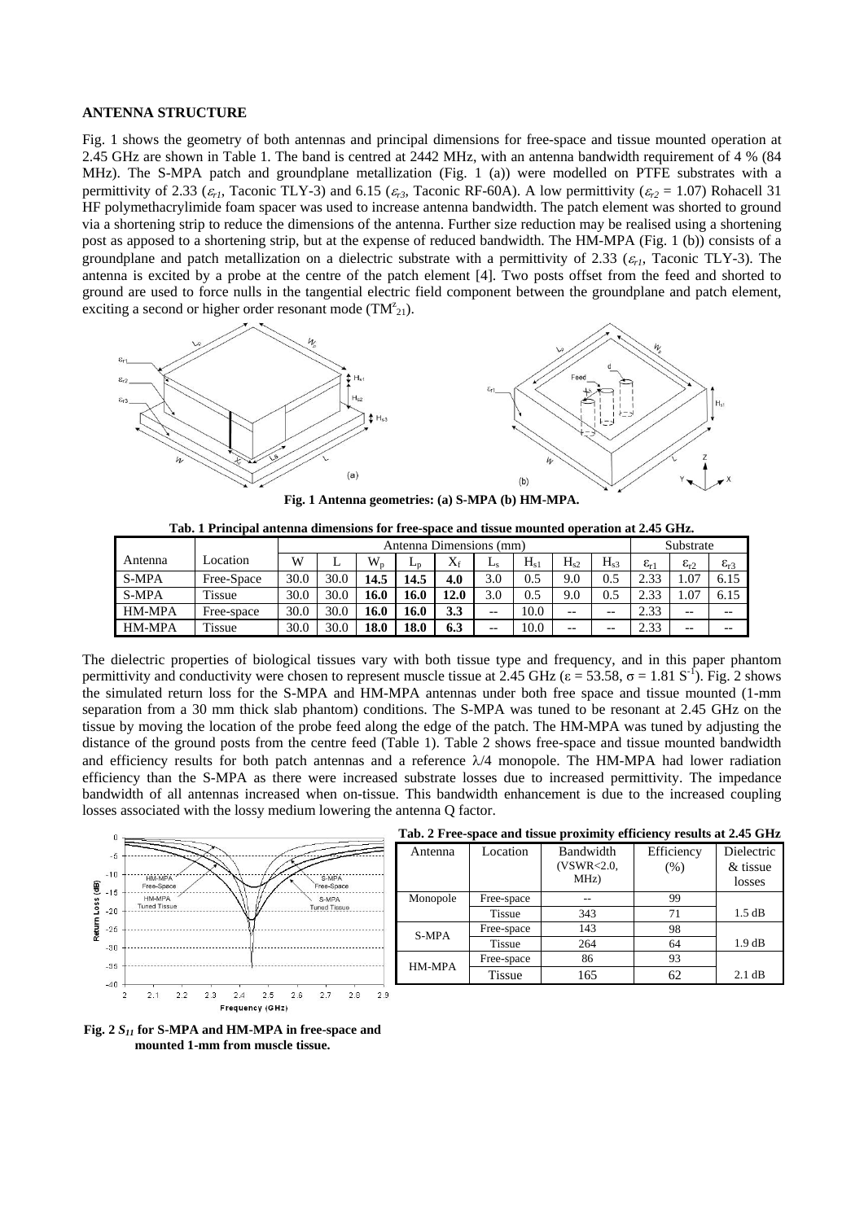**ANTENNA STRUCTURE**

Fig. 1 shows the geometry of both antennas and principal dimensions for free-space and tissue mounted operation at 2.45 GHz are shown in Table 1. The band is centred at 2442 MHz, with an antenna bandwidth requirement of 4 % (84 MHz). The S-MPA patch and groundplane metallization (Fig. 1 (a)) were modelled on PTFE substrates with a permittivity of 2.33 ($\varepsilon_{r1}$, Taconic TLY-3) and 6.15 ($\varepsilon_{r3}$, Taconic RF-60A). A low permittivity ($\varepsilon_{r2}$ = 1.07) Rohacell 31 HF polymethacrylimide foam spacer was used to increase antenna bandwidth. The patch element was shorted to ground via a shortening strip to reduce the dimensions of the antenna. Further size reduction may be realised using a shortening post as apposed to a shortening strip, but at the expense of reduced bandwidth. The HM-MPA (Fig. 1 (b)) consists of a groundplane and patch metallization on a dielectric substrate with a permittivity of 2.33 ($\varepsilon_{r1}$, Taconic TLY-3). The antenna is excited by a probe at the centre of the patch element [4]. Two posts offset from the feed and shorted to ground are used to force nulls in the tangential electric field component between the groundplane and patch element, exciting a second or higher order resonant mode ($TM^z_{21}$).

$\varepsilon_{r1}$
$\varepsilon_{r2}$
$\varepsilon_{r3}$
$L_p$
$W_p$
$H_{s1}$
$H_{s2}$
$H_{s3}$
W
$X_f$
$L_s$
L
(a)
$L_p$
$W_p$
d
Feed
$\varepsilon_{r1}$
$H_{s1}$
W
L
Z
Y
X
(b)

**Fig. 1 Antenna geometries: (a) S-MPA (b) HM-MPA.**

**Tab. 1 Principal antenna dimensions for free-space and tissue mounted operation at 2.45 GHz.**

| | | Antenna Dimensions (mm) | | | | | | | | | Substrate | | |
|---|---|---|---|---|---|---|---|---|---|---|---|---|---|
| Antenna | Location | W | L | $W_p$ | $L_p$ | $X_f$ | $L_s$ | $H_{s1}$ | $H_{s2}$ | $H_{s3}$ | $\varepsilon_{r1}$ | $\varepsilon_{r2}$ | $\varepsilon_{r3}$ |
| S-MPA | Free-Space | 30.0 | 30.0 | **14.5** | **14.5** | **4.0** | 3.0 | 0.5 | 9.0 | 0.5 | 2.33 | 1.07 | 6.15 |
| S-MPA | Tissue | 30.0 | 30.0 | **16.0** | **16.0** | **12.0** | 3.0 | 0.5 | 9.0 | 0.5 | 2.33 | 1.07 | 6.15 |
| HM-MPA | Free-space | 30.0 | 30.0 | **16.0** | **16.0** | **3.3** | -- | 10.0 | -- | -- | 2.33 | -- | -- |
| HM-MPA | Tissue | 30.0 | 30.0 | **18.0** | **18.0** | **6.3** | -- | 10.0 | -- | -- | 2.33 | -- | -- |

The dielectric properties of biological tissues vary with both tissue type and frequency, and in this paper phantom permittivity and conductivity were chosen to represent muscle tissue at 2.45 GHz ($\varepsilon$ = 53.58, $\sigma$ = 1.81 $S^{-1}$). Fig. 2 shows the simulated return loss for the S-MPA and HM-MPA antennas under both free space and tissue mounted (1-mm separation from a 30 mm thick slab phantom) conditions. The S-MPA was tuned to be resonant at 2.45 GHz on the tissue by moving the location of the probe feed along the edge of the patch. The HM-MPA was tuned by adjusting the distance of the ground posts from the centre feed (Table 1). Table 2 shows free-space and tissue mounted bandwidth and efficiency results for both patch antennas and a reference $\lambda$/4 monopole. The HM-MPA had lower radiation efficiency than the S-MPA as there were increased substrate losses due to increased permittivity. The impedance bandwidth of all antennas increased when on-tissue. This bandwidth enhancement is due to the increased coupling losses associated with the lossy medium lowering the antenna Q factor.

Return Loss (dB)
Frequency (GHz)
HM-MPA Free-Space
HM-MPA Tuned Tissue
S-MPA Free-Space
S-MPA Tuned Tissue

**Fig. 2 $S_{11}$ for S-MPA and HM-MPA in free-space and mounted 1-mm from muscle tissue.**

**Tab. 2 Free-space and tissue proximity efficiency results at 2.45 GHz**

| Antenna | Location | Bandwidth (VSWR<2.0, MHz) | Efficiency (%) | Dielectric & tissue losses |
|---|---|---|---|---|
| Monopole | Free-space | -- | 99 | |
| | Tissue | 343 | 71 | 1.5 dB |
| S-MPA | Free-space | 143 | 98 | |
| | Tissue | 264 | 64 | 1.9 dB |
| HM-MPA | Free-space | 86 | 93 | |
| | Tissue | 165 | 62 | 2.1 dB |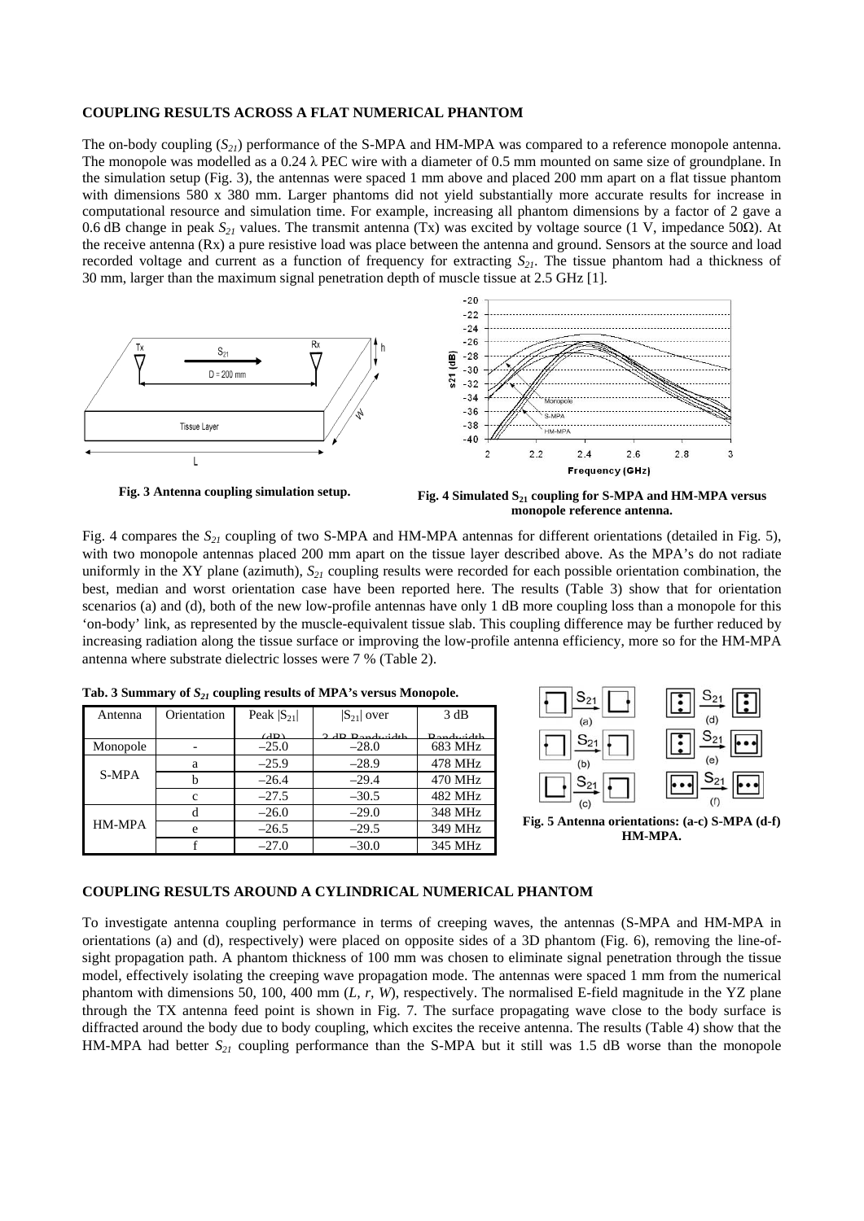## COUPLING RESULTS ACROSS A FLAT NUMERICAL PHANTOM

The on-body coupling ($S_{21}$) performance of the S-MPA and HM-MPA was compared to a reference monopole antenna. The monopole was modelled as a 0.24 $\lambda$ PEC wire with a diameter of 0.5 mm mounted on same size of groundplane. In the simulation setup (Fig. 3), the antennas were spaced 1 mm above and placed 200 mm apart on a flat tissue phantom with dimensions 580 x 380 mm. Larger phantoms did not yield substantially more accurate results for increase in computational resource and simulation time. For example, increasing all phantom dimensions by a factor of 2 gave a 0.6 dB change in peak $S_{21}$ values. The transmit antenna (Tx) was excited by voltage source (1 V, impedance 50Ω). At the receive antenna (Rx) a pure resistive load was place between the antenna and ground. Sensors at the source and load recorded voltage and current as a function of frequency for extracting $S_{21}$. The tissue phantom had a thickness of 30 mm, larger than the maximum signal penetration depth of muscle tissue at 2.5 GHz [1].

**Fig. 3 Antenna coupling simulation setup.**

**Fig. 4 Simulated $S_{21}$ coupling for S-MPA and HM-MPA versus monopole reference antenna.**

Fig. 4 compares the $S_{21}$ coupling of two S-MPA and HM-MPA antennas for different orientations (detailed in Fig. 5), with two monopole antennas placed 200 mm apart on the tissue layer described above. As the MPA's do not radiate uniformly in the XY plane (azimuth), $S_{21}$ coupling results were recorded for each possible orientation combination, the best, median and worst orientation case have been reported here. The results (Table 3) show that for orientation scenarios (a) and (d), both of the new low-profile antennas have only 1 dB more coupling loss than a monopole for this 'on-body' link, as represented by the muscle-equivalent tissue slab. This coupling difference may be further reduced by increasing radiation along the tissue surface or improving the low-profile antenna efficiency, more so for the HM-MPA antenna where substrate dielectric losses were 7 % (Table 2).

**Tab. 3 Summary of $S_{21}$ coupling results of MPA's versus Monopole.**

| Antenna | Orientation | Peak $\|S_{21}\|$ (dB) | $\|S_{21}\|$ over 3 dB Bandwidth | 3 dB Bandwidth |
|---|---|---|---|---|
| Monopole | - | –25.0 | –28.0 | 683 MHz |
| S-MPA | a | –25.9 | –28.9 | 478 MHz |
| | b | –26.4 | –29.4 | 470 MHz |
| | c | –27.5 | –30.5 | 482 MHz |
| HM-MPA | d | –26.0 | –29.0 | 348 MHz |
| | e | –26.5 | –29.5 | 349 MHz |
| | f | –27.0 | –30.0 | 345 MHz |

**Fig. 5 Antenna orientations: (a-c) S-MPA (d-f) HM-MPA.**

## COUPLING RESULTS AROUND A CYLINDRICAL NUMERICAL PHANTOM

To investigate antenna coupling performance in terms of creeping waves, the antennas (S-MPA and HM-MPA in orientations (a) and (d), respectively) were placed on opposite sides of a 3D phantom (Fig. 6), removing the line-of-sight propagation path. A phantom thickness of 100 mm was chosen to eliminate signal penetration through the tissue model, effectively isolating the creeping wave propagation mode. The antennas were spaced 1 mm from the numerical phantom with dimensions 50, 100, 400 mm (*L, r, W*), respectively. The normalised E-field magnitude in the YZ plane through the TX antenna feed point is shown in Fig. 7. The surface propagating wave close to the body surface is diffracted around the body due to body coupling, which excites the receive antenna. The results (Table 4) show that the HM-MPA had better $S_{21}$ coupling performance than the S-MPA but it still was 1.5 dB worse than the monopole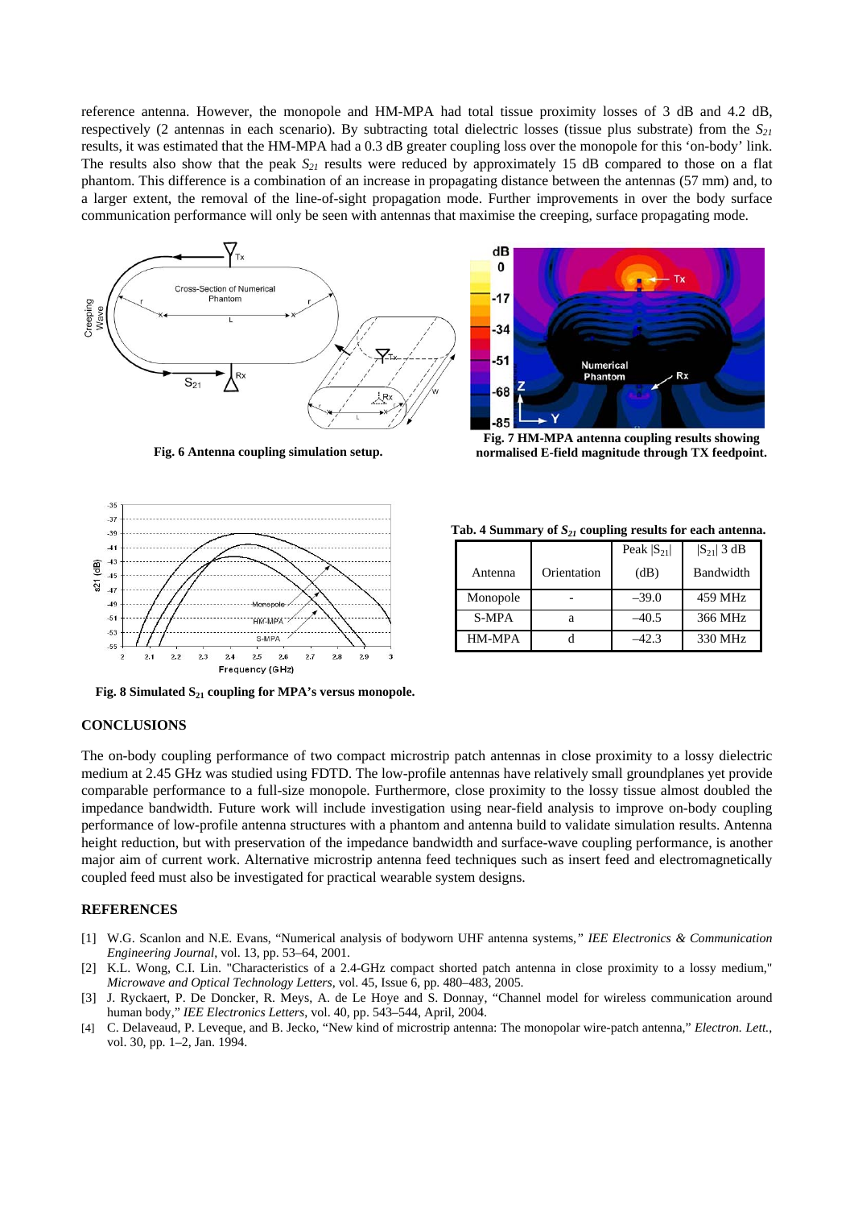reference antenna. However, the monopole and HM-MPA had total tissue proximity losses of 3 dB and 4.2 dB, respectively (2 antennas in each scenario). By subtracting total dielectric losses (tissue plus substrate) from the $S_{21}$ results, it was estimated that the HM-MPA had a 0.3 dB greater coupling loss over the monopole for this 'on-body' link. The results also show that the peak $S_{21}$ results were reduced by approximately 15 dB compared to those on a flat phantom. This difference is a combination of an increase in propagating distance between the antennas (57 mm) and, to a larger extent, the removal of the line-of-sight propagation mode. Further improvements in over the body surface communication performance will only be seen with antennas that maximise the creeping, surface propagating mode.

Tx
Cross-Section of Numerical Phantom
r
r
L
Creeping Wave
$S_{21}$
Rx
Tx
Rx
r
L
w

**Fig. 6 Antenna coupling simulation setup.**

dB
0
-17
-34
-51
-68
-85
Tx
Numerical Phantom
Rx
Z
Y

**Fig. 7 HM-MPA antenna coupling results showing normalised E-field magnitude through TX feedpoint.**

-35
-37
-39
-41
-43
-45
-47
-49
-51
-53
-55
s21 (dB)
Monopole
HM-MPA
S-MPA
2
2.1
2.2
2.3
2.4
2.5
2.6
2.7
2.8
2.9
3
Frequency (GHz)

**Fig. 8 Simulated $S_{21}$ coupling for MPA's versus monopole.**

**Tab. 4 Summary of $S_{21}$ coupling results for each antenna.**

| Antenna | Orientation | Peak $\lvert S_{21}\rvert$ (dB) | $\lvert S_{21}\rvert$ 3 dB Bandwidth |
|---|---|---|---|
| Monopole | - | –39.0 | 459 MHz |
| S-MPA | a | –40.5 | 366 MHz |
| HM-MPA | d | –42.3 | 330 MHz |

## CONCLUSIONS

The on-body coupling performance of two compact microstrip patch antennas in close proximity to a lossy dielectric medium at 2.45 GHz was studied using FDTD. The low-profile antennas have relatively small groundplanes yet provide comparable performance to a full-size monopole. Furthermore, close proximity to the lossy tissue almost doubled the impedance bandwidth. Future work will include investigation using near-field analysis to improve on-body coupling performance of low-profile antenna structures with a phantom and antenna build to validate simulation results. Antenna height reduction, but with preservation of the impedance bandwidth and surface-wave coupling performance, is another major aim of current work. Alternative microstrip antenna feed techniques such as insert feed and electromagnetically coupled feed must also be investigated for practical wearable system designs.

## REFERENCES

[1] W.G. Scanlon and N.E. Evans, "Numerical analysis of bodyworn UHF antenna systems," *IEE Electronics & Communication Engineering Journal*, vol. 13, pp. 53–64, 2001.

[2] K.L. Wong, C.I. Lin. "Characteristics of a 2.4-GHz compact shorted patch antenna in close proximity to a lossy medium," *Microwave and Optical Technology Letters*, vol. 45, Issue 6, pp. 480–483, 2005.

[3] J. Ryckaert, P. De Doncker, R. Meys, A. de Le Hoye and S. Donnay, "Channel model for wireless communication around human body," *IEE Electronics Letters*, vol. 40, pp. 543–544, April, 2004.

[4] C. Delaveaud, P. Leveque, and B. Jecko, "New kind of microstrip antenna: The monopolar wire-patch antenna," *Electron. Lett.*, vol. 30, pp. 1–2, Jan. 1994.